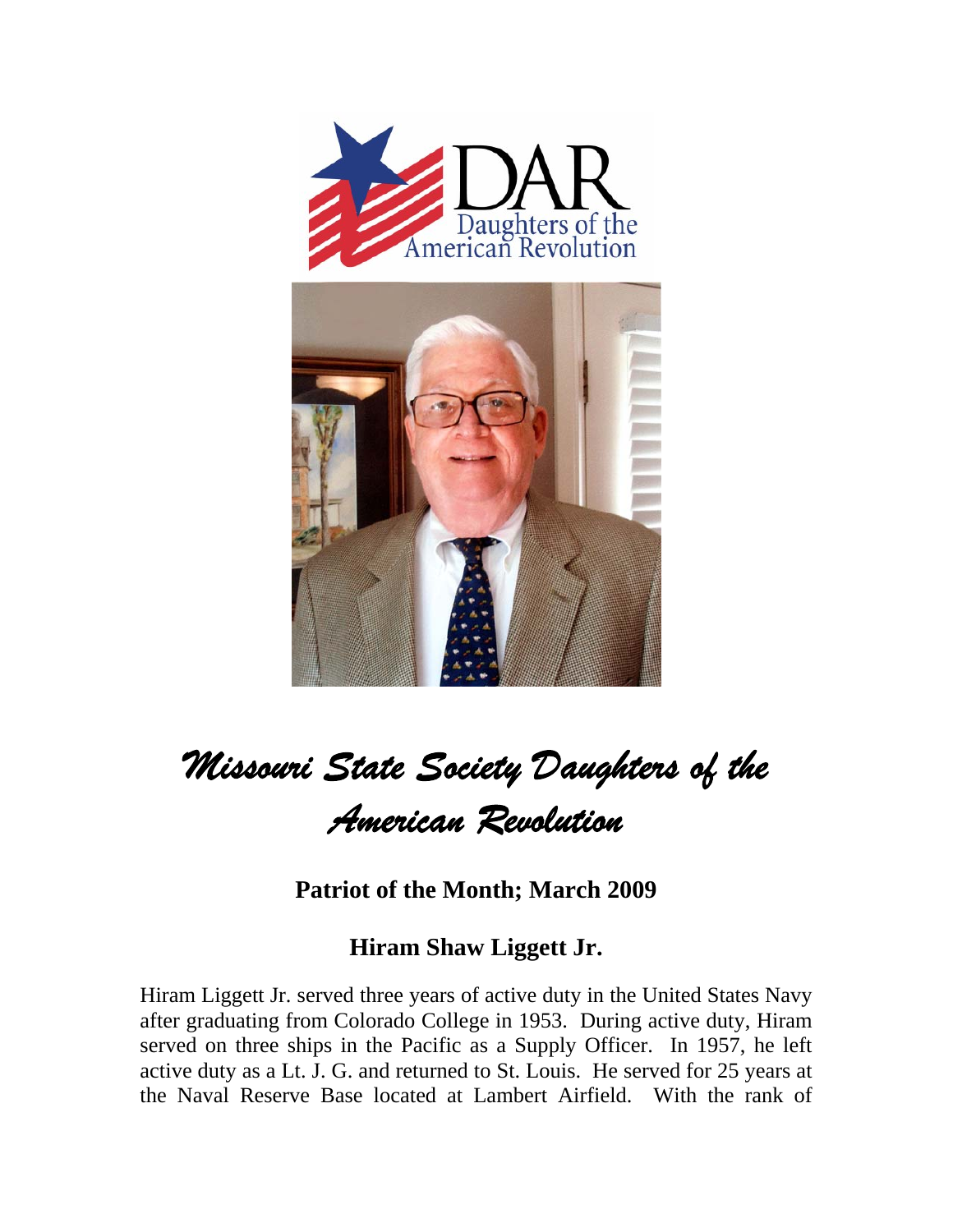# Missouri State Society Daughters of the American Revolution

## Patriot of the Month; March 2009

## Hiram Shaw Liggett Jr.

Hiram Liggett Jr. served three years of active duty in the United States Navy after graduating from Colorado College in 1953. During active duty, Hiram served on three ships in the Pacific as a Supply Officer. In 1957, he left active duty as a Lt. J. G. and returned to St. Louis. He served for 25 years at the Naval Reserve Base located at Lambert Airfield. With the rank of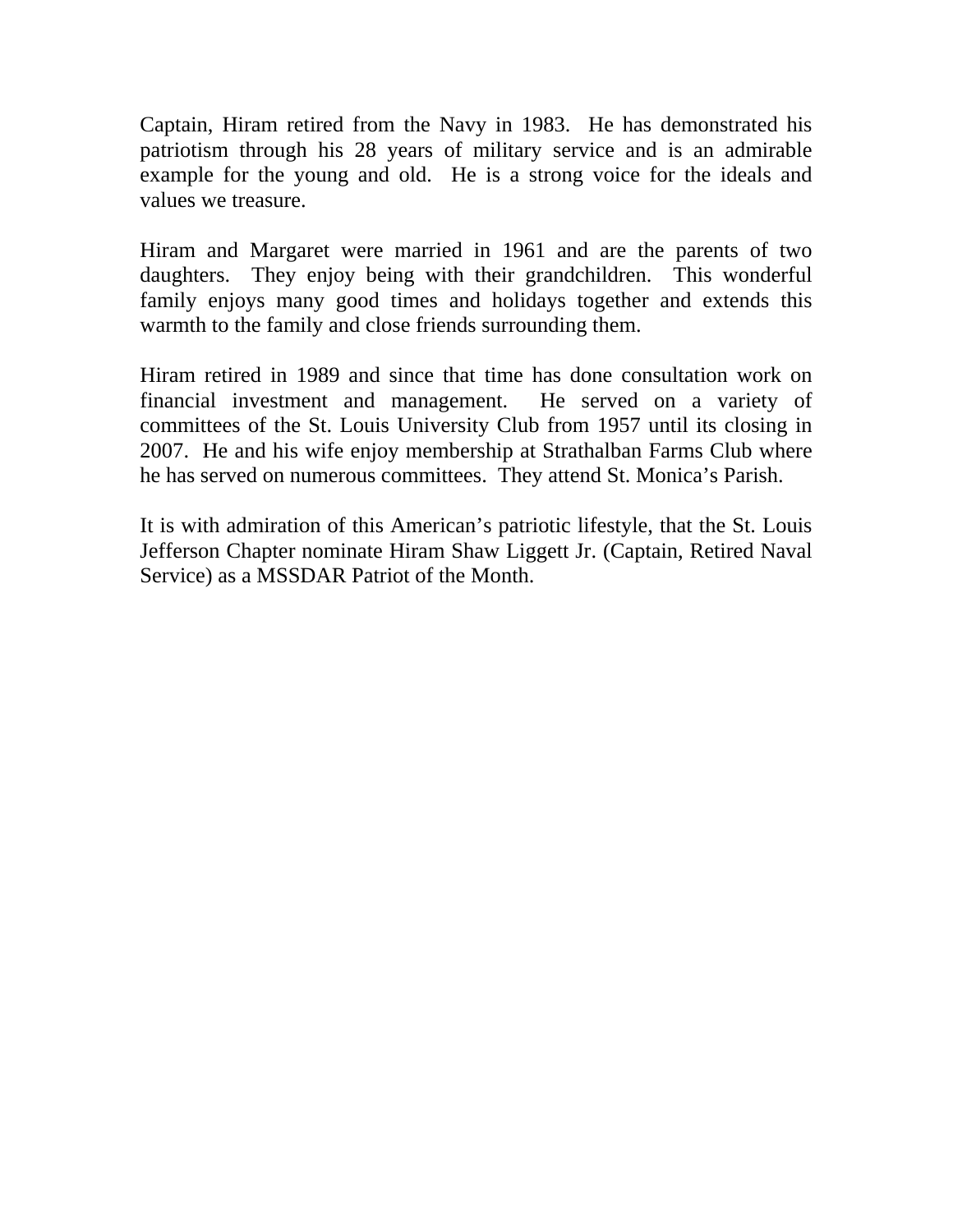Captain, Hiram retired from the Navy in 1983. He has demonstrated his patriotism through his 28 years of military service and is an admirable example for the young and old. He is a strong voice for the ideals and values we treasure.

Hiram and Margaret were married in 1961 and are the parents of two daughters. They enjoy being with their grandchildren. This wonderful family enjoys many good times and holidays together and extends this warmth to the family and close friends surrounding them.

Hiram retired in 1989 and since that time has done consultation work on financial investment and management. He served on a variety of committees of the St. Louis University Club from 1957 until its closing in 2007. He and his wife enjoy membership at Strathalban Farms Club where he has served on numerous committees. They attend St. Monica's Parish.

It is with admiration of this American's patriotic lifestyle, that the St. Louis Jefferson Chapter nominate Hiram Shaw Liggett Jr. (Captain, Retired Naval Service) as a MSSDAR Patriot of the Month.